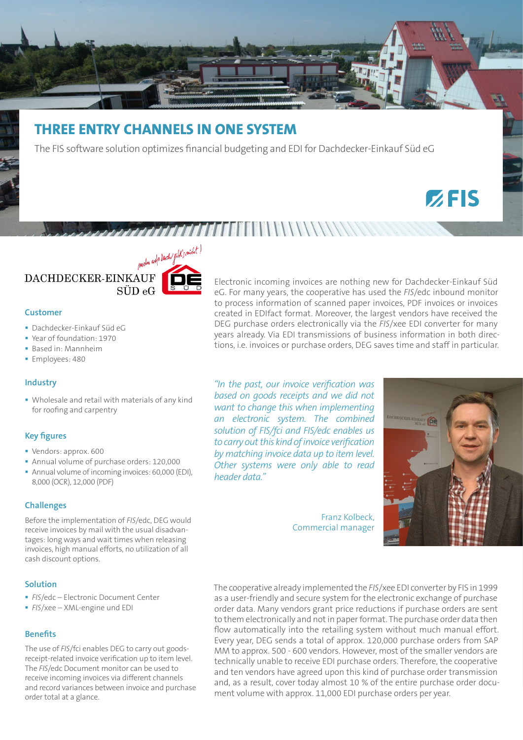# THREE ENTRY CHANNELS IN ONE SYSTEM

The FIS software solution optimizes financial budgeting and EDI for Dachdecker-Einkauf Süd eG

FIS

DACHDECKER-EINKAUF SÜD eG

mehr aufs Dach gibt's nicht!

### Customer

- Dachdecker-Einkauf Süd eG
- Year of foundation: 1970
- Based in: Mannheim
- Employees: 480

### Industry

- Wholesale and retail with materials of any kind for roofing and carpentry

### Key figures

- Vendors: approx. 600
- Annual volume of purchase orders: 120,000
- Annual volume of incoming invoices: 60,000 (EDI), 8,000 (OCR), 12,000 (PDF)

### Challenges

Before the implementation of *FIS*/edc, DEG would receive invoices by mail with the usual disadvantages: long ways and wait times when releasing invoices, high manual efforts, no utilization of all cash discount options.

### Solution

- *FIS*/edc – Electronic Document Center
- *FIS*/xee – XML-engine und EDI

### Benefits

The use of *FIS*/fci enables DEG to carry out goods-receipt-related invoice verification up to item level. The *FIS*/edc Document monitor can be used to receive incoming invoices via different channels and record variances between invoice and purchase order total at a glance.

Electronic incoming invoices are nothing new for Dachdecker-Einkauf Süd eG. For many years, the cooperative has used the *FIS*/edc inbound monitor to process information of scanned paper invoices, PDF invoices or invoices created in EDIfact format. Moreover, the largest vendors have received the DEG purchase orders electronically via the *FIS*/xee EDI converter for many years already. Via EDI transmissions of business information in both directions, i.e. invoices or purchase orders, DEG saves time and staff in particular.

*"In the past, our invoice verification was based on goods receipts and we did not want to change this when implementing an electronic system. The combined solution of FIS/fci and FIS/edc enables us to carry out this kind of invoice verification by matching invoice data up to item level. Other systems were only able to read header data."*

Franz Kolbeck,
Commercial manager

The cooperative already implemented the *FIS*/xee EDI converter by FIS in 1999 as a user-friendly and secure system for the electronic exchange of purchase order data. Many vendors grant price reductions if purchase orders are sent to them electronically and not in paper format. The purchase order data then flow automatically into the retailing system without much manual effort. Every year, DEG sends a total of approx. 120,000 purchase orders from SAP MM to approx. 500 - 600 vendors. However, most of the smaller vendors are technically unable to receive EDI purchase orders. Therefore, the cooperative and ten vendors have agreed upon this kind of purchase order transmission and, as a result, cover today almost 10 % of the entire purchase order document volume with approx. 11,000 EDI purchase orders per year.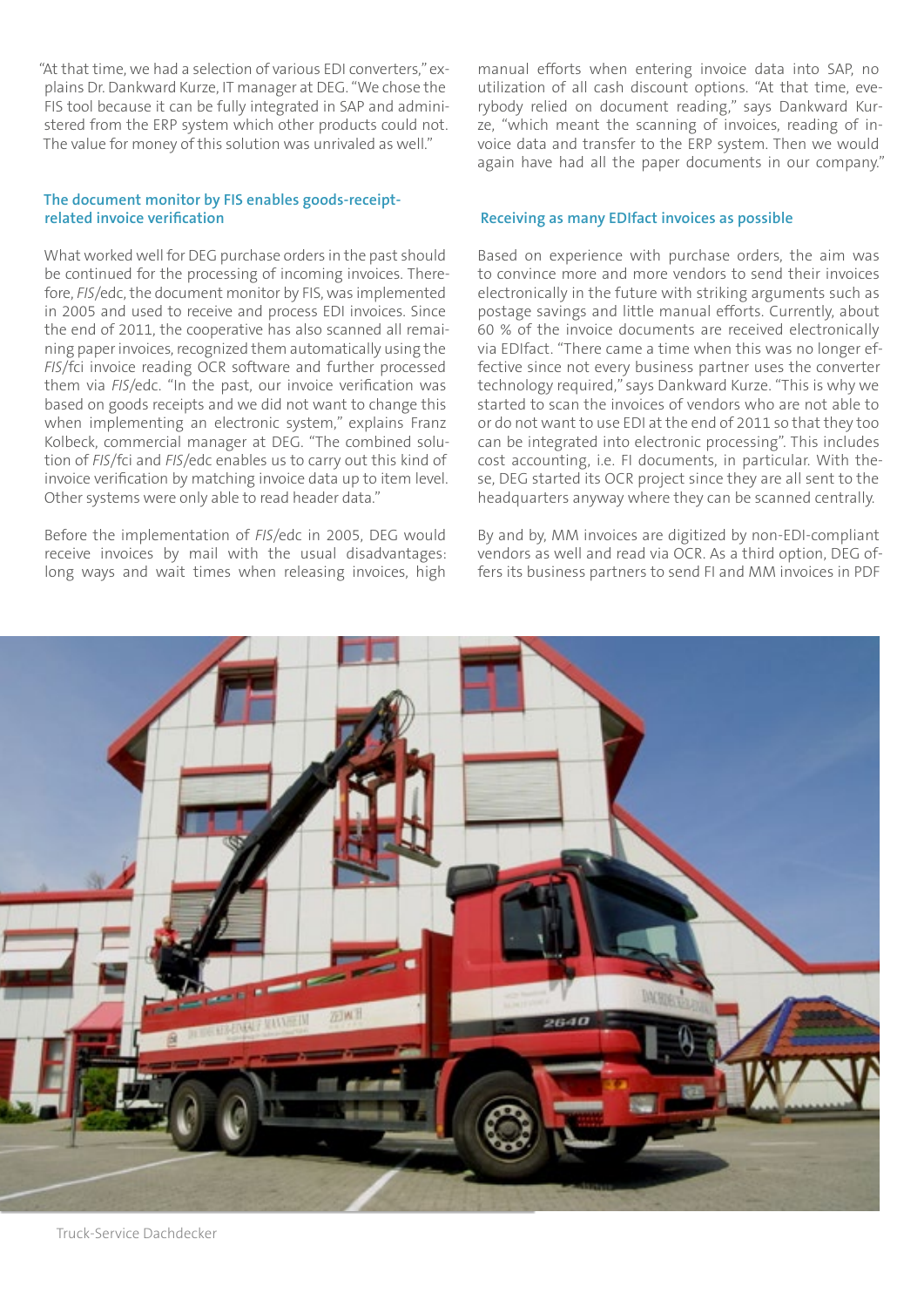"At that time, we had a selection of various EDI converters," explains Dr. Dankward Kurze, IT manager at DEG. "We chose the FIS tool because it can be fully integrated in SAP and administered from the ERP system which other products could not. The value for money of this solution was unrivaled as well."

### The document monitor by FIS enables goods-receipt-related invoice verification

What worked well for DEG purchase orders in the past should be continued for the processing of incoming invoices. Therefore, *FIS*/edc, the document monitor by FIS, was implemented in 2005 and used to receive and process EDI invoices. Since the end of 2011, the cooperative has also scanned all remaining paper invoices, recognized them automatically using the *FIS*/fci invoice reading OCR software and further processed them via *FIS*/edc. "In the past, our invoice verification was based on goods receipts and we did not want to change this when implementing an electronic system," explains Franz Kolbeck, commercial manager at DEG. "The combined solution of *FIS*/fci and *FIS*/edc enables us to carry out this kind of invoice verification by matching invoice data up to item level. Other systems were only able to read header data."

Before the implementation of *FIS*/edc in 2005, DEG would receive invoices by mail with the usual disadvantages: long ways and wait times when releasing invoices, high manual efforts when entering invoice data into SAP, no utilization of all cash discount options. "At that time, everybody relied on document reading," says Dankward Kurze, "which meant the scanning of invoices, reading of invoice data and transfer to the ERP system. Then we would again have had all the paper documents in our company."

### Receiving as many EDIfact invoices as possible

Based on experience with purchase orders, the aim was to convince more and more vendors to send their invoices electronically in the future with striking arguments such as postage savings and little manual efforts. Currently, about 60 % of the invoice documents are received electronically via EDIfact. "There came a time when this was no longer effective since not every business partner uses the converter technology required," says Dankward Kurze. "This is why we started to scan the invoices of vendors who are not able to or do not want to use EDI at the end of 2011 so that they too can be integrated into electronic processing". This includes cost accounting, i.e. FI documents, in particular. With these, DEG started its OCR project since they are all sent to the headquarters anyway where they can be scanned centrally.

By and by, MM invoices are digitized by non-EDI-compliant vendors as well and read via OCR. As a third option, DEG offers its business partners to send FI and MM invoices in PDF

Truck-Service Dachdecker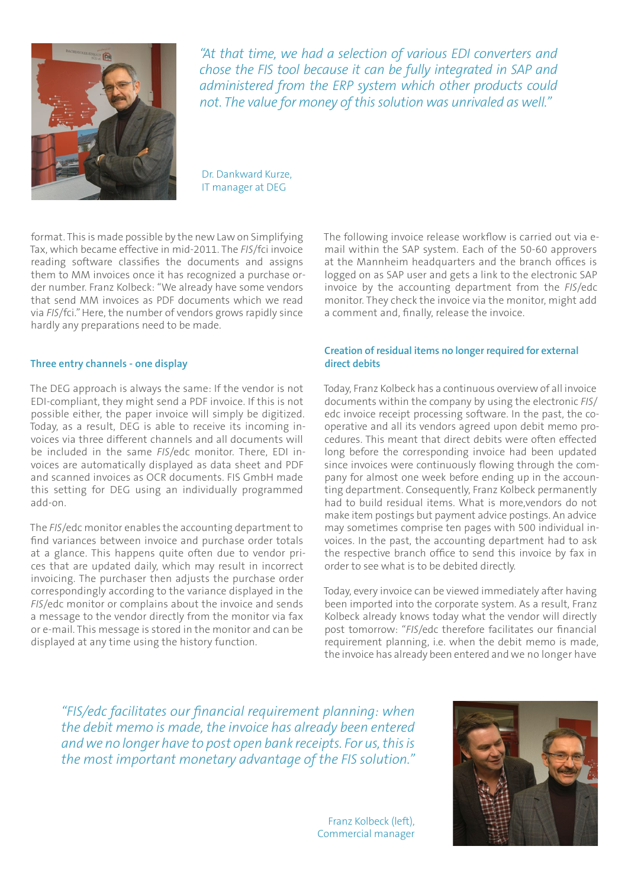*"At that time, we had a selection of various EDI converters and chose the FIS tool because it can be fully integrated in SAP and administered from the ERP system which other products could not. The value for money of this solution was unrivaled as well."*

Dr. Dankward Kurze,
IT manager at DEG

format. This is made possible by the new Law on Simplifying Tax, which became effective in mid-2011. The *FIS*/fci invoice reading software classifies the documents and assigns them to MM invoices once it has recognized a purchase order number. Franz Kolbeck: "We already have some vendors that send MM invoices as PDF documents which we read via *FIS*/fci." Here, the number of vendors grows rapidly since hardly any preparations need to be made.

## Three entry channels - one display

The DEG approach is always the same: If the vendor is not EDI-compliant, they might send a PDF invoice. If this is not possible either, the paper invoice will simply be digitized. Today, as a result, DEG is able to receive its incoming invoices via three different channels and all documents will be included in the same *FIS*/edc monitor. There, EDI invoices are automatically displayed as data sheet and PDF and scanned invoices as OCR documents. FIS GmbH made this setting for DEG using an individually programmed add-on.

The *FIS*/edc monitor enables the accounting department to find variances between invoice and purchase order totals at a glance. This happens quite often due to vendor prices that are updated daily, which may result in incorrect invoicing. The purchaser then adjusts the purchase order correspondingly according to the variance displayed in the *FIS*/edc monitor or complains about the invoice and sends a message to the vendor directly from the monitor via fax or e-mail. This message is stored in the monitor and can be displayed at any time using the history function.

The following invoice release workflow is carried out via e-mail within the SAP system. Each of the 50-60 approvers at the Mannheim headquarters and the branch offices is logged on as SAP user and gets a link to the electronic SAP invoice by the accounting department from the *FIS*/edc monitor. They check the invoice via the monitor, might add a comment and, finally, release the invoice.

## Creation of residual items no longer required for external direct debits

Today, Franz Kolbeck has a continuous overview of all invoice documents within the company by using the electronic *FIS*/edc invoice receipt processing software. In the past, the co-operative and all its vendors agreed upon debit memo procedures. This meant that direct debits were often effected long before the corresponding invoice had been updated since invoices were continuously flowing through the company for almost one week before ending up in the accounting department. Consequently, Franz Kolbeck permanently had to build residual items. What is more,vendors do not make item postings but payment advice postings. An advice may sometimes comprise ten pages with 500 individual invoices. In the past, the accounting department had to ask the respective branch office to send this invoice by fax in order to see what is to be debited directly.

Today, every invoice can be viewed immediately after having been imported into the corporate system. As a result, Franz Kolbeck already knows today what the vendor will directly post tomorrow: "*FIS*/edc therefore facilitates our financial requirement planning, i.e. when the debit memo is made, the invoice has already been entered and we no longer have

*"FIS/edc facilitates our financial requirement planning: when the debit memo is made, the invoice has already been entered and we no longer have to post open bank receipts. For us, this is the most important monetary advantage of the FIS solution."*

Franz Kolbeck (left),
Commercial manager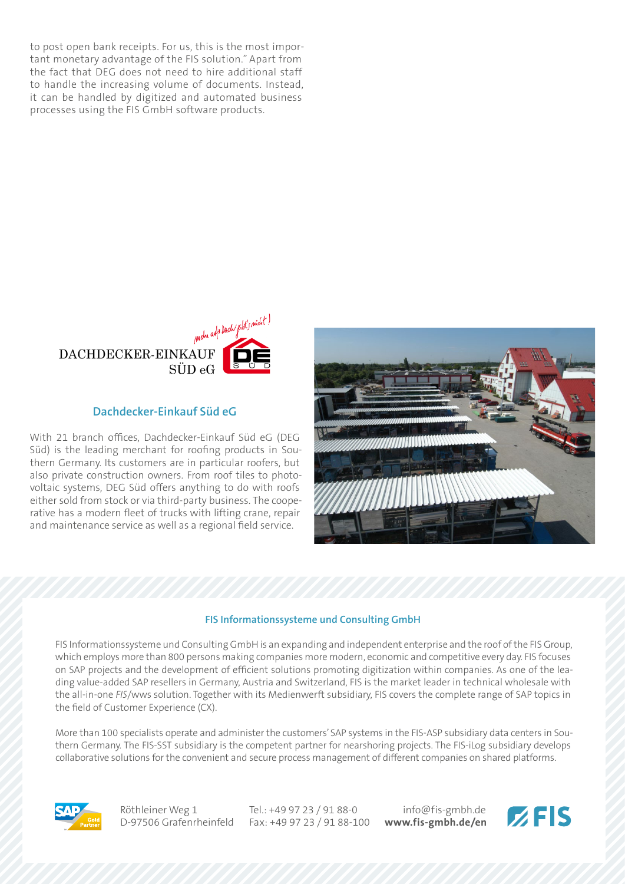to post open bank receipts. For us, this is the most important monetary advantage of the FIS solution." Apart from the fact that DEG does not need to hire additional staff to handle the increasing volume of documents. Instead, it can be handled by digitized and automated business processes using the FIS GmbH software products.

## Dachdecker-Einkauf Süd eG

With 21 branch offices, Dachdecker-Einkauf Süd eG (DEG Süd) is the leading merchant for roofing products in Southern Germany. Its customers are in particular roofers, but also private construction owners. From roof tiles to photovoltaic systems, DEG Süd offers anything to do with roofs either sold from stock or via third-party business. The cooperative has a modern fleet of trucks with lifting crane, repair and maintenance service as well as a regional field service.

## FIS Informationssysteme und Consulting GmbH

FIS Informationssysteme und Consulting GmbH is an expanding and independent enterprise and the roof of the FIS Group, which employs more than 800 persons making companies more modern, economic and competitive every day. FIS focuses on SAP projects and the development of efficient solutions promoting digitization within companies. As one of the leading value-added SAP resellers in Germany, Austria and Switzerland, FIS is the market leader in technical wholesale with the all-in-one *FIS*/wws solution. Together with its Medienwerft subsidiary, FIS covers the complete range of SAP topics in the field of Customer Experience (CX).

More than 100 specialists operate and administer the customers' SAP systems in the FIS-ASP subsidiary data centers in Southern Germany. The FIS-SST subsidiary is the competent partner for nearshoring projects. The FIS-iLog subsidiary develops collaborative solutions for the convenient and secure process management of different companies on shared platforms.

Röthleiner Weg 1
D-97506 Grafenrheinfeld

Tel.: +49 97 23 / 91 88-0
Fax: +49 97 23 / 91 88-100

info@fis-gmbh.de
**www.fis-gmbh.de/en**